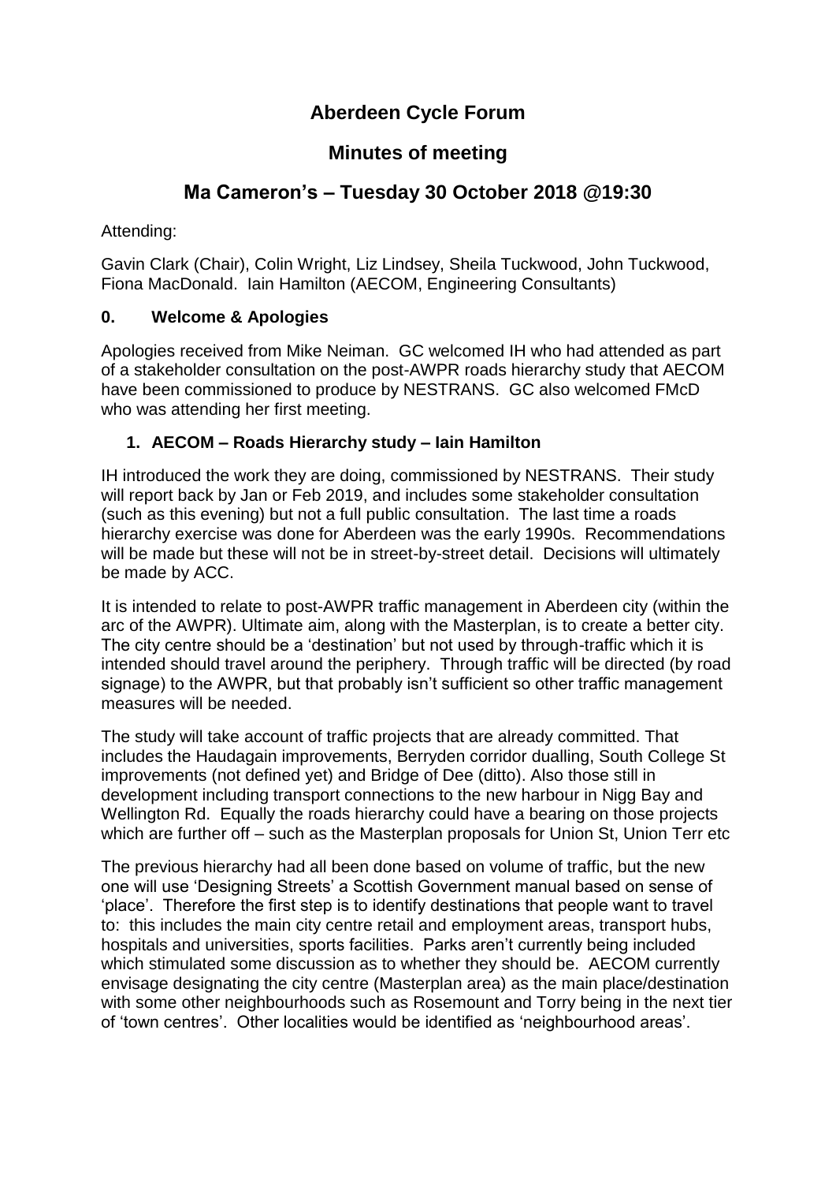# Aberdeen Cycle Forum

## Minutes of meeting

## Ma Cameron's – Tuesday 30 October 2018 @19:30

Attending:

Gavin Clark (Chair), Colin Wright, Liz Lindsey, Sheila Tuckwood, John Tuckwood, Fiona MacDonald. Iain Hamilton (AECOM, Engineering Consultants)

### 0. Welcome & Apologies

Apologies received from Mike Neiman. GC welcomed IH who had attended as part of a stakeholder consultation on the post-AWPR roads hierarchy study that AECOM have been commissioned to produce by NESTRANS. GC also welcomed FMcD who was attending her first meeting.

### 1. AECOM – Roads Hierarchy study – Iain Hamilton

IH introduced the work they are doing, commissioned by NESTRANS. Their study will report back by Jan or Feb 2019, and includes some stakeholder consultation (such as this evening) but not a full public consultation. The last time a roads hierarchy exercise was done for Aberdeen was the early 1990s. Recommendations will be made but these will not be in street-by-street detail. Decisions will ultimately be made by ACC.

It is intended to relate to post-AWPR traffic management in Aberdeen city (within the arc of the AWPR). Ultimate aim, along with the Masterplan, is to create a better city. The city centre should be a 'destination' but not used by through-traffic which it is intended should travel around the periphery. Through traffic will be directed (by road signage) to the AWPR, but that probably isn't sufficient so other traffic management measures will be needed.

The study will take account of traffic projects that are already committed. That includes the Haudagain improvements, Berryden corridor dualling, South College St improvements (not defined yet) and Bridge of Dee (ditto). Also those still in development including transport connections to the new harbour in Nigg Bay and Wellington Rd. Equally the roads hierarchy could have a bearing on those projects which are further off – such as the Masterplan proposals for Union St, Union Terr etc

The previous hierarchy had all been done based on volume of traffic, but the new one will use 'Designing Streets' a Scottish Government manual based on sense of 'place'. Therefore the first step is to identify destinations that people want to travel to: this includes the main city centre retail and employment areas, transport hubs, hospitals and universities, sports facilities. Parks aren't currently being included which stimulated some discussion as to whether they should be. AECOM currently envisage designating the city centre (Masterplan area) as the main place/destination with some other neighbourhoods such as Rosemount and Torry being in the next tier of 'town centres'. Other localities would be identified as 'neighbourhood areas'.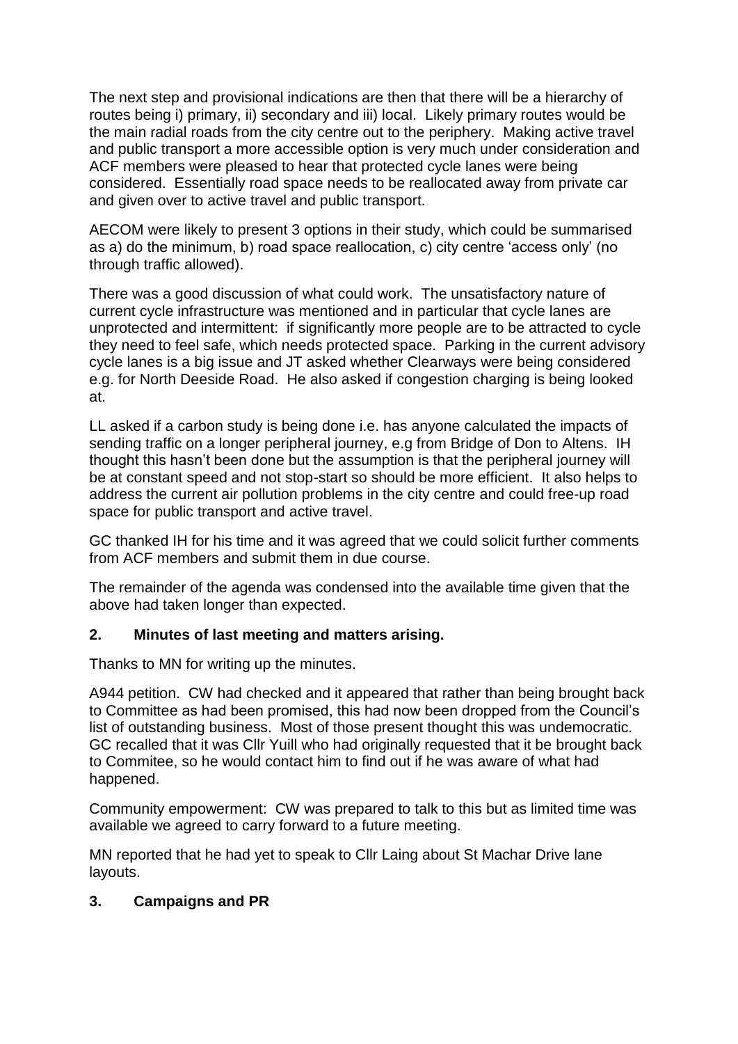The next step and provisional indications are then that there will be a hierarchy of routes being i) primary, ii) secondary and iii) local. Likely primary routes would be the main radial roads from the city centre out to the periphery. Making active travel and public transport a more accessible option is very much under consideration and ACF members were pleased to hear that protected cycle lanes were being considered. Essentially road space needs to be reallocated away from private car and given over to active travel and public transport.

AECOM were likely to present 3 options in their study, which could be summarised as a) do the minimum, b) road space reallocation, c) city centre 'access only' (no through traffic allowed).

There was a good discussion of what could work. The unsatisfactory nature of current cycle infrastructure was mentioned and in particular that cycle lanes are unprotected and intermittent: if significantly more people are to be attracted to cycle they need to feel safe, which needs protected space. Parking in the current advisory cycle lanes is a big issue and JT asked whether Clearways were being considered e.g. for North Deeside Road. He also asked if congestion charging is being looked at.

LL asked if a carbon study is being done i.e. has anyone calculated the impacts of sending traffic on a longer peripheral journey, e.g from Bridge of Don to Altens. IH thought this hasn't been done but the assumption is that the peripheral journey will be at constant speed and not stop-start so should be more efficient. It also helps to address the current air pollution problems in the city centre and could free-up road space for public transport and active travel.

GC thanked IH for his time and it was agreed that we could solicit further comments from ACF members and submit them in due course.

The remainder of the agenda was condensed into the available time given that the above had taken longer than expected.

## 2. Minutes of last meeting and matters arising.

Thanks to MN for writing up the minutes.

A944 petition. CW had checked and it appeared that rather than being brought back to Committee as had been promised, this had now been dropped from the Council's list of outstanding business. Most of those present thought this was undemocratic. GC recalled that it was Cllr Yuill who had originally requested that it be brought back to Commitee, so he would contact him to find out if he was aware of what had happened.

Community empowerment: CW was prepared to talk to this but as limited time was available we agreed to carry forward to a future meeting.

MN reported that he had yet to speak to Cllr Laing about St Machar Drive lane layouts.

## 3. Campaigns and PR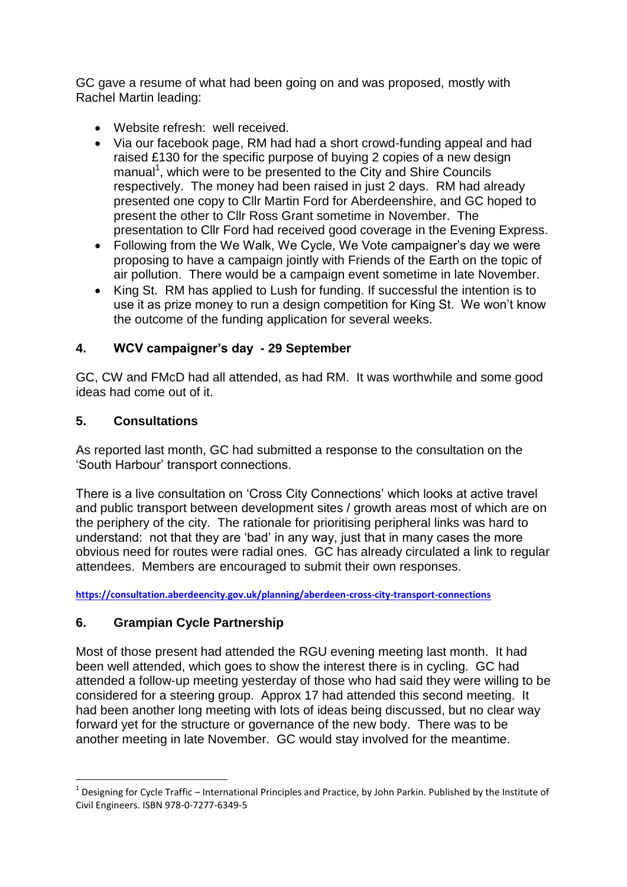GC gave a resume of what had been going on and was proposed, mostly with Rachel Martin leading:

- Website refresh: well received.
- Via our facebook page, RM had had a short crowd-funding appeal and had raised £130 for the specific purpose of buying 2 copies of a new design manual[1], which were to be presented to the City and Shire Councils respectively. The money had been raised in just 2 days. RM had already presented one copy to Cllr Martin Ford for Aberdeenshire, and GC hoped to present the other to Cllr Ross Grant sometime in November. The presentation to Cllr Ford had received good coverage in the Evening Express.
- Following from the We Walk, We Cycle, We Vote campaigner's day we were proposing to have a campaign jointly with Friends of the Earth on the topic of air pollution. There would be a campaign event sometime in late November.
- King St. RM has applied to Lush for funding. If successful the intention is to use it as prize money to run a design competition for King St. We won't know the outcome of the funding application for several weeks.

## 4. WCV campaigner's day - 29 September

GC, CW and FMcD had all attended, as had RM. It was worthwhile and some good ideas had come out of it.

## 5. Consultations

As reported last month, GC had submitted a response to the consultation on the 'South Harbour' transport connections.

There is a live consultation on 'Cross City Connections' which looks at active travel and public transport between development sites / growth areas most of which are on the periphery of the city. The rationale for prioritising peripheral links was hard to understand: not that they are 'bad' in any way, just that in many cases the more obvious need for routes were radial ones. GC has already circulated a link to regular attendees. Members are encouraged to submit their own responses.

**https://consultation.aberdeencity.gov.uk/planning/aberdeen-cross-city-transport-connections**

## 6. Grampian Cycle Partnership

Most of those present had attended the RGU evening meeting last month. It had been well attended, which goes to show the interest there is in cycling. GC had attended a follow-up meeting yesterday of those who had said they were willing to be considered for a steering group. Approx 17 had attended this second meeting. It had been another long meeting with lots of ideas being discussed, but no clear way forward yet for the structure or governance of the new body. There was to be another meeting in late November. GC would stay involved for the meantime.

---

[1] Designing for Cycle Traffic – International Principles and Practice, by John Parkin. Published by the Institute of Civil Engineers. ISBN 978-0-7277-6349-5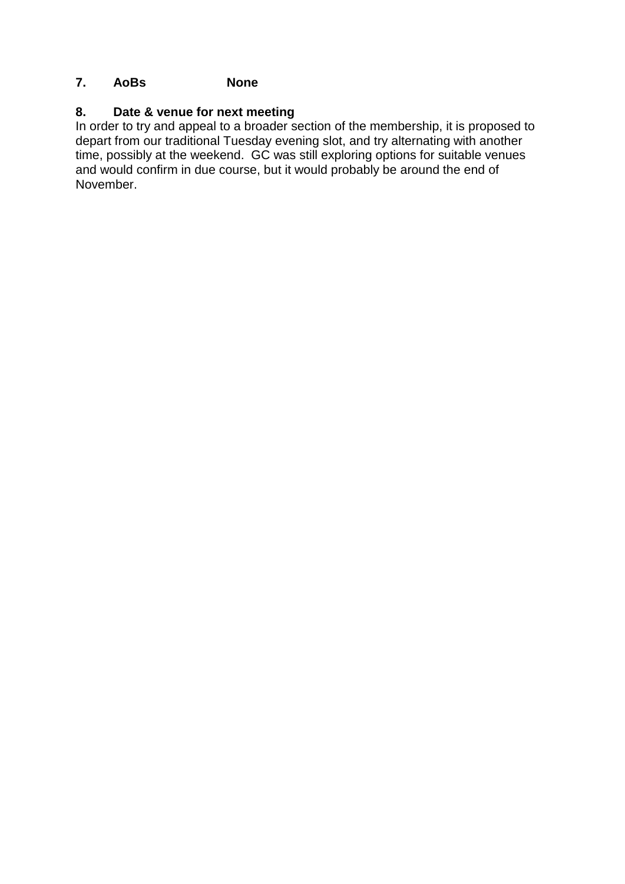**7. AoBs None**

**8. Date & venue for next meeting**

In order to try and appeal to a broader section of the membership, it is proposed to depart from our traditional Tuesday evening slot, and try alternating with another time, possibly at the weekend. GC was still exploring options for suitable venues and would confirm in due course, but it would probably be around the end of November.